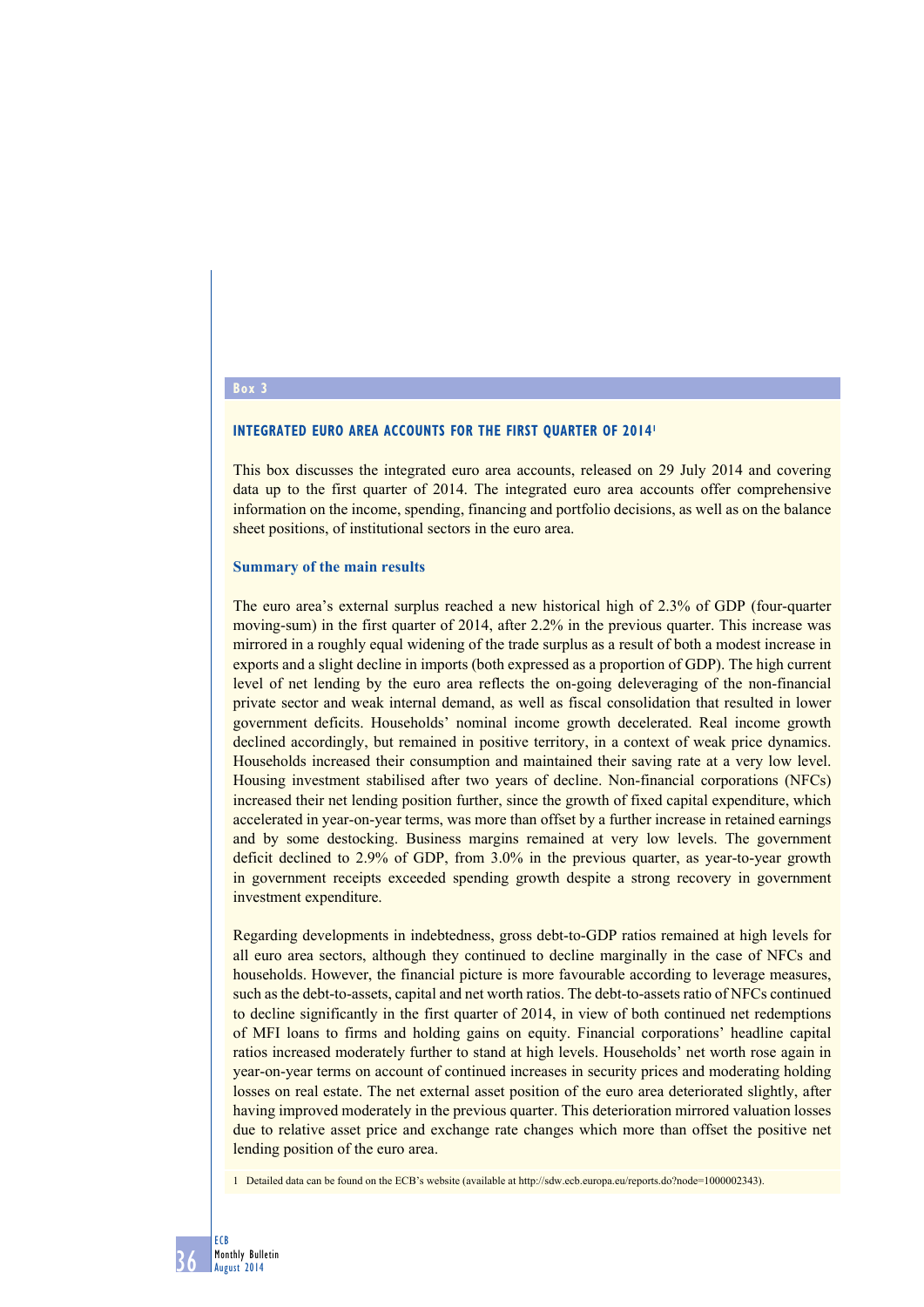**Box 3**

## INTEGRATED EURO AREA ACCOUNTS FOR THE FIRST QUARTER OF 2014[1]

This box discusses the integrated euro area accounts, released on 29 July 2014 and covering data up to the first quarter of 2014. The integrated euro area accounts offer comprehensive information on the income, spending, financing and portfolio decisions, as well as on the balance sheet positions, of institutional sectors in the euro area.

### Summary of the main results

The euro area's external surplus reached a new historical high of 2.3% of GDP (four-quarter moving-sum) in the first quarter of 2014, after 2.2% in the previous quarter. This increase was mirrored in a roughly equal widening of the trade surplus as a result of both a modest increase in exports and a slight decline in imports (both expressed as a proportion of GDP). The high current level of net lending by the euro area reflects the on-going deleveraging of the non-financial private sector and weak internal demand, as well as fiscal consolidation that resulted in lower government deficits. Households' nominal income growth decelerated. Real income growth declined accordingly, but remained in positive territory, in a context of weak price dynamics. Households increased their consumption and maintained their saving rate at a very low level. Housing investment stabilised after two years of decline. Non-financial corporations (NFCs) increased their net lending position further, since the growth of fixed capital expenditure, which accelerated in year-on-year terms, was more than offset by a further increase in retained earnings and by some destocking. Business margins remained at very low levels. The government deficit declined to 2.9% of GDP, from 3.0% in the previous quarter, as year-to-year growth in government receipts exceeded spending growth despite a strong recovery in government investment expenditure.

Regarding developments in indebtedness, gross debt-to-GDP ratios remained at high levels for all euro area sectors, although they continued to decline marginally in the case of NFCs and households. However, the financial picture is more favourable according to leverage measures, such as the debt-to-assets, capital and net worth ratios. The debt-to-assets ratio of NFCs continued to decline significantly in the first quarter of 2014, in view of both continued net redemptions of MFI loans to firms and holding gains on equity. Financial corporations' headline capital ratios increased moderately further to stand at high levels. Households' net worth rose again in year-on-year terms on account of continued increases in security prices and moderating holding losses on real estate. The net external asset position of the euro area deteriorated slightly, after having improved moderately in the previous quarter. This deterioration mirrored valuation losses due to relative asset price and exchange rate changes which more than offset the positive net lending position of the euro area.

1 Detailed data can be found on the ECB's website (available at http://sdw.ecb.europa.eu/reports.do?node=1000002343).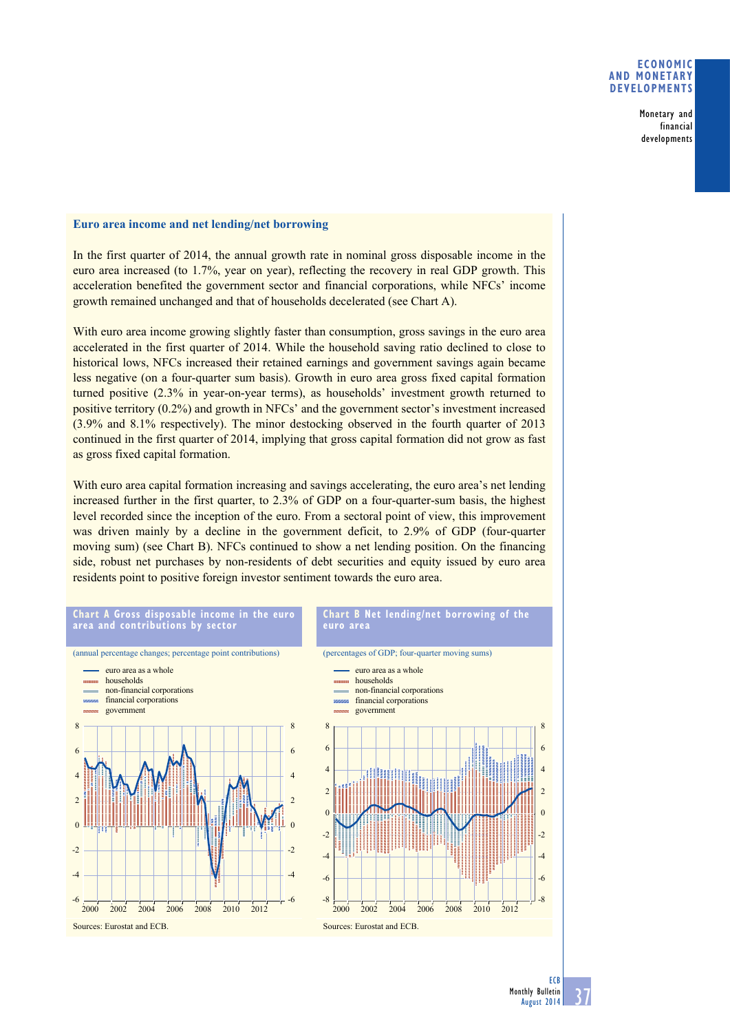### Euro area income and net lending/net borrowing

In the first quarter of 2014, the annual growth rate in nominal gross disposable income in the euro area increased (to 1.7%, year on year), reflecting the recovery in real GDP growth. This acceleration benefited the government sector and financial corporations, while NFCs' income growth remained unchanged and that of households decelerated (see Chart A).

With euro area income growing slightly faster than consumption, gross savings in the euro area accelerated in the first quarter of 2014. While the household saving ratio declined to close to historical lows, NFCs increased their retained earnings and government savings again became less negative (on a four-quarter sum basis). Growth in euro area gross fixed capital formation turned positive (2.3% in year-on-year terms), as households' investment growth returned to positive territory (0.2%) and growth in NFCs' and the government sector's investment increased (3.9% and 8.1% respectively). The minor destocking observed in the fourth quarter of 2013 continued in the first quarter of 2014, implying that gross capital formation did not grow as fast as gross fixed capital formation.

With euro area capital formation increasing and savings accelerating, the euro area's net lending increased further in the first quarter, to 2.3% of GDP on a four-quarter-sum basis, the highest level recorded since the inception of the euro. From a sectoral point of view, this improvement was driven mainly by a decline in the government deficit, to 2.9% of GDP (four-quarter moving sum) (see Chart B). NFCs continued to show a net lending position. On the financing side, robust net purchases by non-residents of debt securities and equity issued by euro area residents point to positive foreign investor sentiment towards the euro area.

**Chart A Gross disposable income in the euro area and contributions by sector**

(annual percentage changes; percentage point contributions)

Legend: euro area as a whole; households; non-financial corporations; financial corporations; government

Sources: Eurostat and ECB.

**Chart B Net lending/net borrowing of the euro area**

(percentages of GDP; four-quarter moving sums)

Legend: euro area as a whole; households; non-financial corporations; financial corporations; government

Sources: Eurostat and ECB.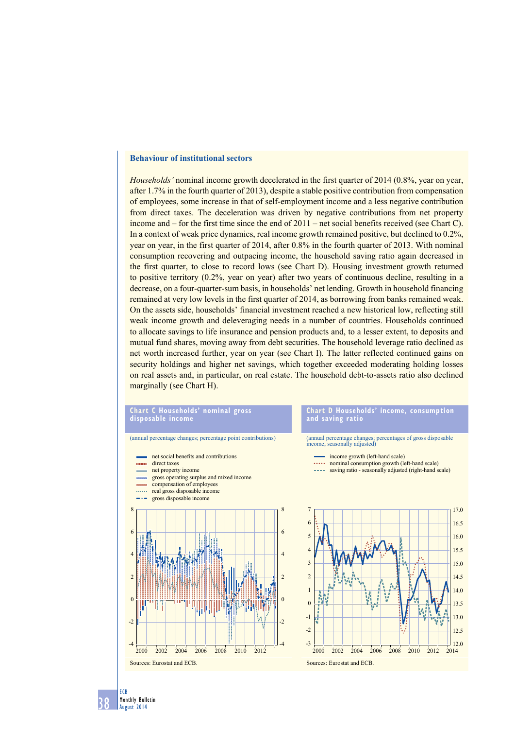### Behaviour of institutional sectors

*Households'* nominal income growth decelerated in the first quarter of 2014 (0.8%, year on year, after 1.7% in the fourth quarter of 2013), despite a stable positive contribution from compensation of employees, some increase in that of self-employment income and a less negative contribution from direct taxes. The deceleration was driven by negative contributions from net property income and – for the first time since the end of 2011 – net social benefits received (see Chart C). In a context of weak price dynamics, real income growth remained positive, but declined to 0.2%, year on year, in the first quarter of 2014, after 0.8% in the fourth quarter of 2013. With nominal consumption recovering and outpacing income, the household saving ratio again decreased in the first quarter, to close to record lows (see Chart D). Housing investment growth returned to positive territory (0.2%, year on year) after two years of continuous decline, resulting in a decrease, on a four-quarter-sum basis, in households' net lending. Growth in household financing remained at very low levels in the first quarter of 2014, as borrowing from banks remained weak. On the assets side, households' financial investment reached a new historical low, reflecting still weak income growth and deleveraging needs in a number of countries. Households continued to allocate savings to life insurance and pension products and, to a lesser extent, to deposits and mutual fund shares, moving away from debt securities. The household leverage ratio declined as net worth increased further, year on year (see Chart I). The latter reflected continued gains on security holdings and higher net savings, which together exceeded moderating holding losses on real assets and, in particular, on real estate. The household debt-to-assets ratio also declined marginally (see Chart H).

**Chart C Households' nominal gross disposable income**

(annual percentage changes; percentage point contributions)

- net social benefits and contributions
- direct taxes
- net property income
- gross operating surplus and mixed income
- compensation of employees
- real gross disposable income
- gross disposable income

Sources: Eurostat and ECB.

**Chart D Households' income, consumption and saving ratio**

(annual percentage changes; percentages of gross disposable income, seasonally adjusted)

- income growth (left-hand scale)
- nominal consumption growth (left-hand scale)
- saving ratio - seasonally adjusted (right-hand scale)

Sources: Eurostat and ECB.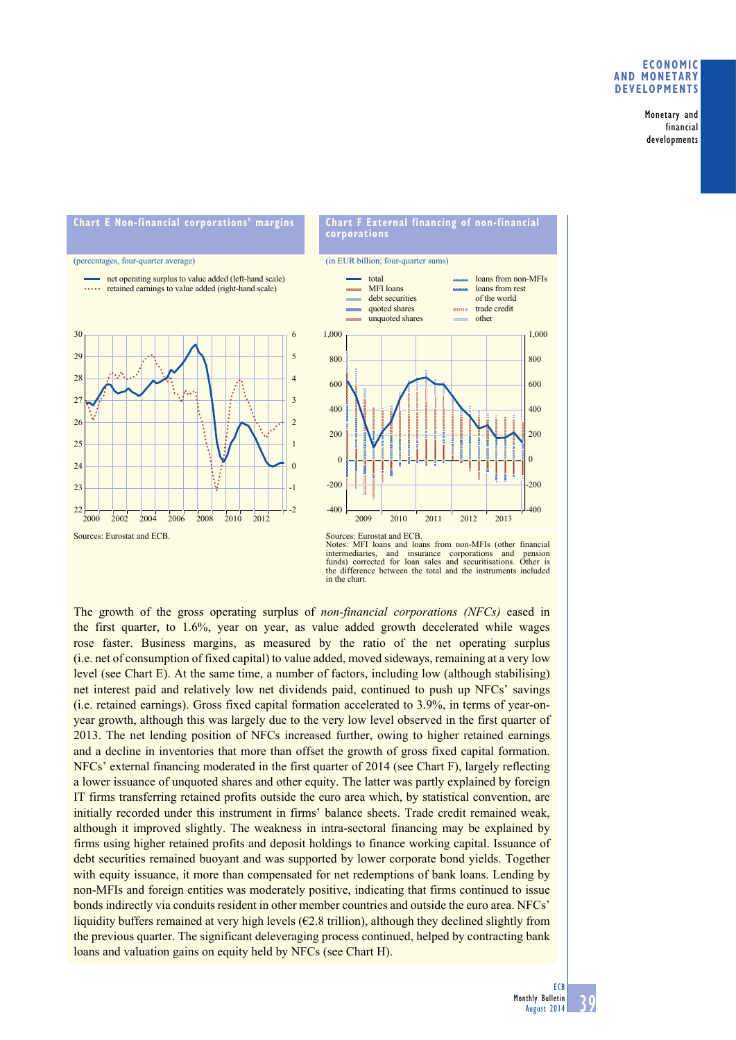**Chart E Non-financial corporations' margins**

(percentages, four-quarter average)

- net operating surplus to value added (left-hand scale)
- retained earnings to value added (right-hand scale)

Sources: Eurostat and ECB.

**Chart F External financing of non-financial corporations**

(in EUR billion; four-quarter sums)

- total
- MFI loans
- debt securities
- quoted shares
- unquoted shares
- loans from non-MFIs
- loans from rest of the world
- trade credit
- other

Sources: Eurostat and ECB.
Notes: MFI loans and loans from non-MFIs (other financial intermediaries, and insurance corporations and pension funds) corrected for loan sales and securitisations. Other is the difference between the total and the instruments included in the chart.

The growth of the gross operating surplus of *non-financial corporations (NFCs)* eased in the first quarter, to 1.6%, year on year, as value added growth decelerated while wages rose faster. Business margins, as measured by the ratio of the net operating surplus (i.e. net of consumption of fixed capital) to value added, moved sideways, remaining at a very low level (see Chart E). At the same time, a number of factors, including low (although stabilising) net interest paid and relatively low net dividends paid, continued to push up NFCs' savings (i.e. retained earnings). Gross fixed capital formation accelerated to 3.9%, in terms of year-on-year growth, although this was largely due to the very low level observed in the first quarter of 2013. The net lending position of NFCs increased further, owing to higher retained earnings and a decline in inventories that more than offset the growth of gross fixed capital formation. NFCs' external financing moderated in the first quarter of 2014 (see Chart F), largely reflecting a lower issuance of unquoted shares and other equity. The latter was partly explained by foreign IT firms transferring retained profits outside the euro area which, by statistical convention, are initially recorded under this instrument in firms' balance sheets. Trade credit remained weak, although it improved slightly. The weakness in intra-sectoral financing may be explained by firms using higher retained profits and deposit holdings to finance working capital. Issuance of debt securities remained buoyant and was supported by lower corporate bond yields. Together with equity issuance, it more than compensated for net redemptions of bank loans. Lending by non-MFIs and foreign entities was moderately positive, indicating that firms continued to issue bonds indirectly via conduits resident in other member countries and outside the euro area. NFCs' liquidity buffers remained at very high levels (€2.8 trillion), although they declined slightly from the previous quarter. The significant deleveraging process continued, helped by contracting bank loans and valuation gains on equity held by NFCs (see Chart H).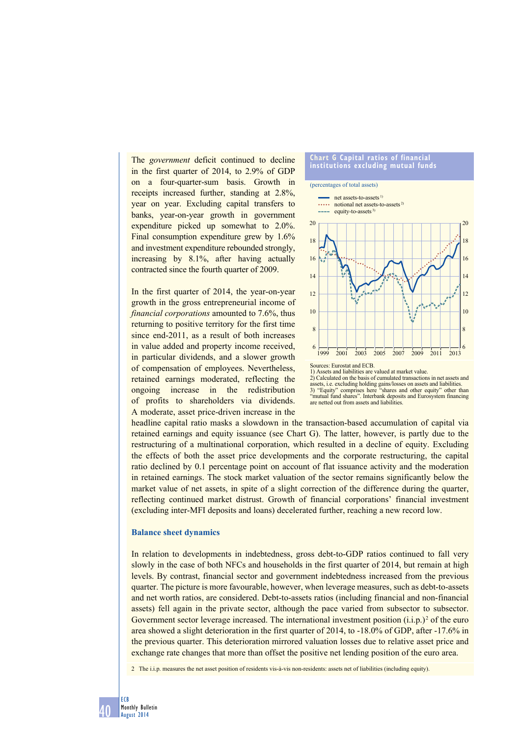The *government* deficit continued to decline in the first quarter of 2014, to 2.9% of GDP on a four-quarter-sum basis. Growth in receipts increased further, standing at 2.8%, year on year. Excluding capital transfers to banks, year-on-year growth in government expenditure picked up somewhat to 2.0%. Final consumption expenditure grew by 1.6% and investment expenditure rebounded strongly, increasing by 8.1%, after having actually contracted since the fourth quarter of 2009.

In the first quarter of 2014, the year-on-year growth in the gross entrepreneurial income of *financial corporations* amounted to 7.6%, thus returning to positive territory for the first time since end-2011, as a result of both increases in value added and property income received, in particular dividends, and a slower growth of compensation of employees. Nevertheless, retained earnings moderated, reflecting the ongoing increase in the redistribution of profits to shareholders via dividends. A moderate, asset price-driven increase in the headline capital ratio masks a slowdown in the transaction-based accumulation of capital via retained earnings and equity issuance (see Chart G). The latter, however, is partly due to the restructuring of a multinational corporation, which resulted in a decline of equity. Excluding the effects of both the asset price developments and the corporate restructuring, the capital ratio declined by 0.1 percentage point on account of flat issuance activity and the moderation in retained earnings. The stock market valuation of the sector remains significantly below the market value of net assets, in spite of a slight correction of the difference during the quarter, reflecting continued market distrust. Growth of financial corporations' financial investment (excluding inter-MFI deposits and loans) decelerated further, reaching a new record low.

**Chart G Capital ratios of financial institutions excluding mutual funds**

(percentages of total assets)

- net assets-to-assets[1)]
- notional net assets-to-assets[2)]
- equity-to-assets[3)]

Sources: Eurostat and ECB.
1) Assets and liabilities are valued at market value.
2) Calculated on the basis of cumulated transactions in net assets and assets, i.e. excluding holding gains/losses on assets and liabilities.
3) "Equity" comprises here "shares and other equity" other than "mutual fund shares". Interbank deposits and Eurosystem financing are netted out from assets and liabilities.

## Balance sheet dynamics

In relation to developments in indebtedness, gross debt-to-GDP ratios continued to fall very slowly in the case of both NFCs and households in the first quarter of 2014, but remain at high levels. By contrast, financial sector and government indebtedness increased from the previous quarter. The picture is more favourable, however, when leverage measures, such as debt-to-assets and net worth ratios, are considered. Debt-to-assets ratios (including financial and non-financial assets) fell again in the private sector, although the pace varied from subsector to subsector. Government sector leverage increased. The international investment position (i.i.p.)[2] of the euro area showed a slight deterioration in the first quarter of 2014, to -18.0% of GDP, after -17.6% in the previous quarter. This deterioration mirrored valuation losses due to relative asset price and exchange rate changes that more than offset the positive net lending position of the euro area.

2 The i.i.p. measures the net asset position of residents vis-à-vis non-residents: assets net of liabilities (including equity).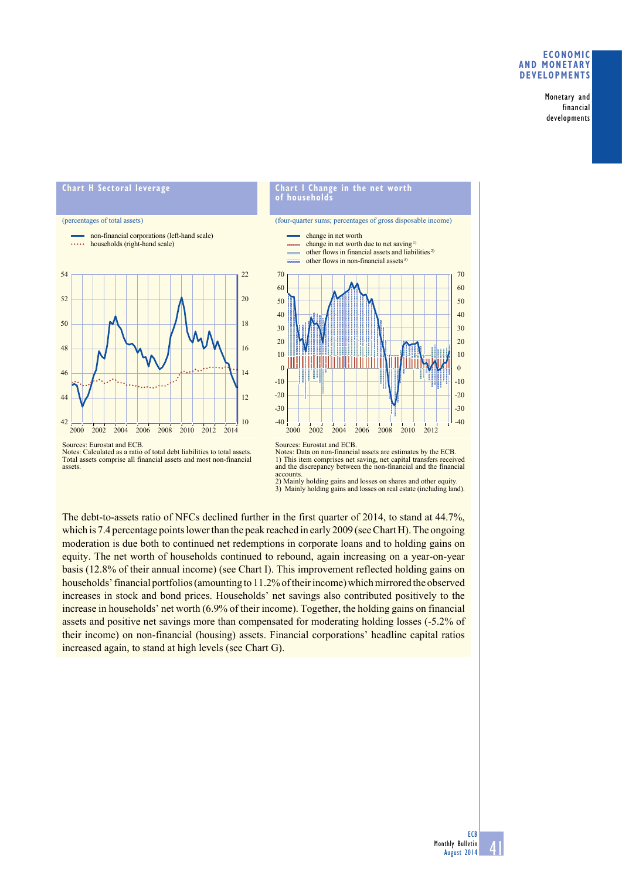### Chart H Sectoral leverage

(percentages of total assets)

non-financial corporations (left-hand scale)
households (right-hand scale)

54 52 50 48 46 44 42
22 20 18 16 14 12 10
2000 2002 2004 2006 2008 2010 2012 2014

Sources: Eurostat and ECB.
Notes: Calculated as a ratio of total debt liabilities to total assets. Total assets comprise all financial assets and most non-financial assets.

### Chart I Change in the net worth of households

(four-quarter sums; percentages of gross disposable income)

change in net worth
change in net worth due to net saving [1]
other flows in financial assets and liabilities [2]
other flows in non-financial assets [3]

70 60 50 40 30 20 10 0 -10 -20 -30 -40
2000 2002 2004 2006 2008 2010 2012

Sources: Eurostat and ECB.
Notes: Data on non-financial assets are estimates by the ECB.
1) This item comprises net saving, net capital transfers received and the discrepancy between the non-financial and the financial accounts.
2) Mainly holding gains and losses on shares and other equity.
3) Mainly holding gains and losses on real estate (including land).

The debt-to-assets ratio of NFCs declined further in the first quarter of 2014, to stand at 44.7%, which is 7.4 percentage points lower than the peak reached in early 2009 (see Chart H). The ongoing moderation is due both to continued net redemptions in corporate loans and to holding gains on equity. The net worth of households continued to rebound, again increasing on a year-on-year basis (12.8% of their annual income) (see Chart I). This improvement reflected holding gains on households' financial portfolios (amounting to 11.2% of their income) which mirrored the observed increases in stock and bond prices. Households' net savings also contributed positively to the increase in households' net worth (6.9% of their income). Together, the holding gains on financial assets and positive net savings more than compensated for moderating holding losses (-5.2% of their income) on non-financial (housing) assets. Financial corporations' headline capital ratios increased again, to stand at high levels (see Chart G).